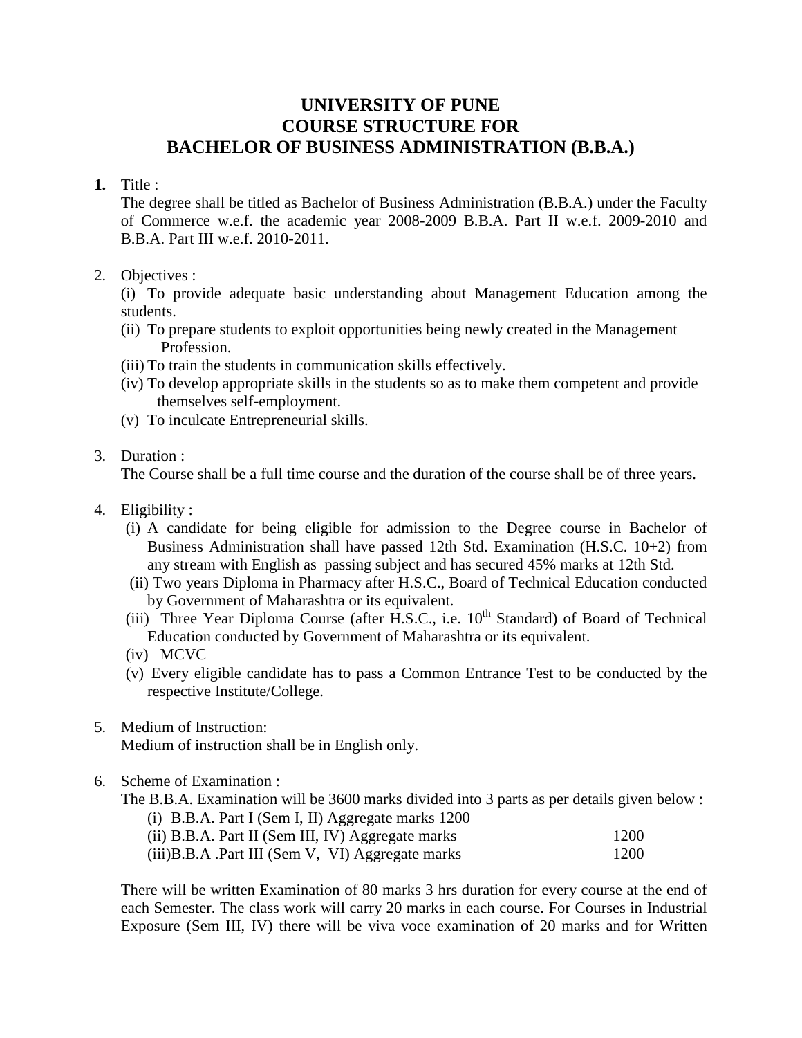# UNIVERSITY OF PUNE
# COURSE STRUCTURE FOR
# BACHELOR OF BUSINESS ADMINISTRATION (B.B.A.)

**1.** Title :

The degree shall be titled as Bachelor of Business Administration (B.B.A.) under the Faculty of Commerce w.e.f. the academic year 2008-2009 B.B.A. Part II w.e.f. 2009-2010 and B.B.A. Part III w.e.f. 2010-2011.

2. Objectives :

(i) To provide adequate basic understanding about Management Education among the students.
(ii) To prepare students to exploit opportunities being newly created in the Management Profession.
(iii) To train the students in communication skills effectively.
(iv) To develop appropriate skills in the students so as to make them competent and provide themselves self-employment.
(v) To inculcate Entrepreneurial skills.

3. Duration :

The Course shall be a full time course and the duration of the course shall be of three years.

4. Eligibility :

(i) A candidate for being eligible for admission to the Degree course in Bachelor of Business Administration shall have passed 12th Std. Examination (H.S.C. 10+2) from any stream with English as passing subject and has secured 45% marks at 12th Std.
(ii) Two years Diploma in Pharmacy after H.S.C., Board of Technical Education conducted by Government of Maharashtra or its equivalent.
(iii) Three Year Diploma Course (after H.S.C., i.e. 10th Standard) of Board of Technical Education conducted by Government of Maharashtra or its equivalent.
(iv) MCVC
(v) Every eligible candidate has to pass a Common Entrance Test to be conducted by the respective Institute/College.

5. Medium of Instruction:

Medium of instruction shall be in English only.

6. Scheme of Examination :

The B.B.A. Examination will be 3600 marks divided into 3 parts as per details given below :

(i) B.B.A. Part I (Sem I, II) Aggregate marks 1200
(ii) B.B.A. Part II (Sem III, IV) Aggregate marks 1200
(iii) B.B.A .Part III (Sem V, VI) Aggregate marks 1200

There will be written Examination of 80 marks 3 hrs duration for every course at the end of each Semester. The class work will carry 20 marks in each course. For Courses in Industrial Exposure (Sem III, IV) there will be viva voce examination of 20 marks and for Written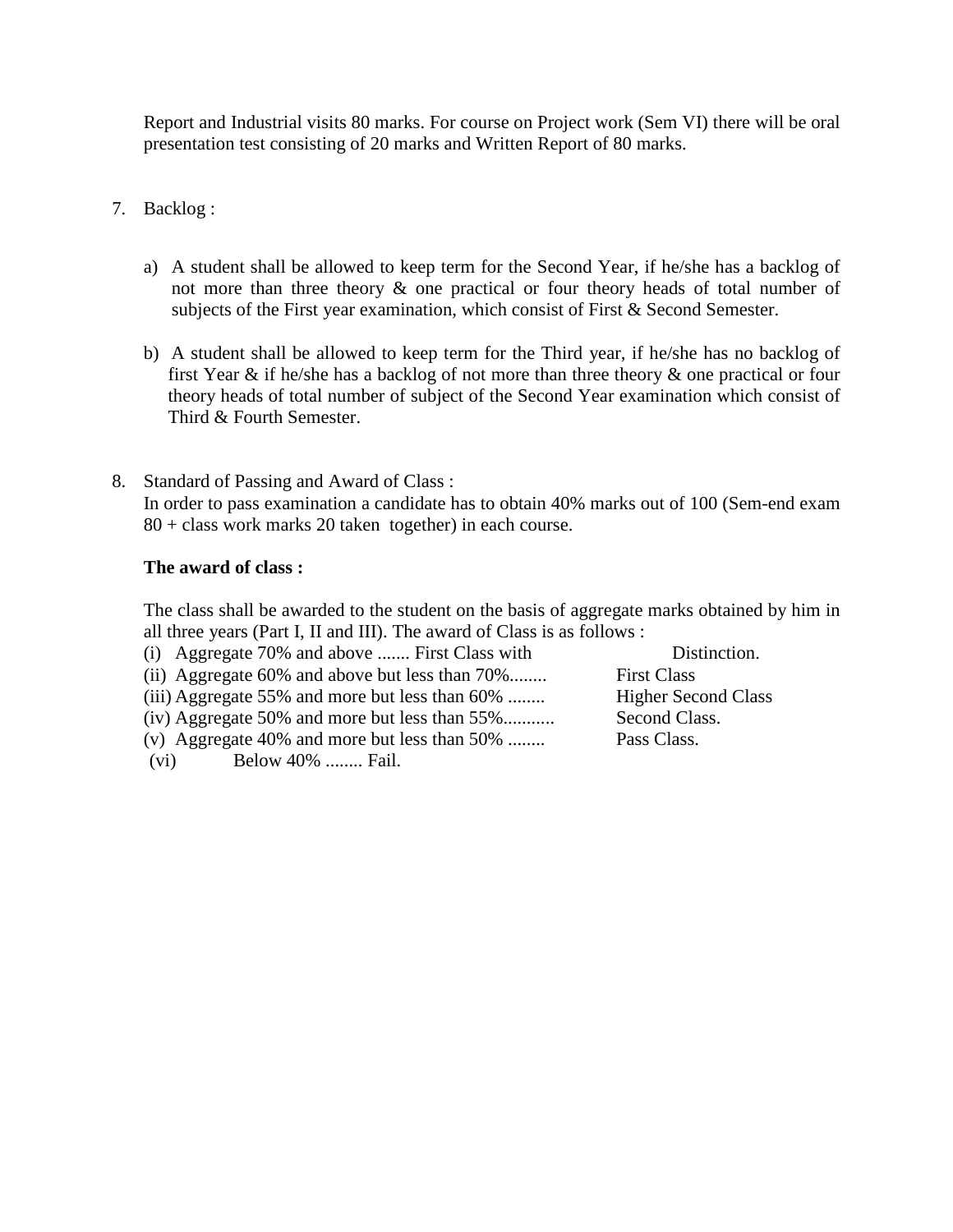Report and Industrial visits 80 marks. For course on Project work (Sem VI) there will be oral presentation test consisting of 20 marks and Written Report of 80 marks.

7. Backlog :

   a) A student shall be allowed to keep term for the Second Year, if he/she has a backlog of not more than three theory & one practical or four theory heads of total number of subjects of the First year examination, which consist of First & Second Semester.

   b) A student shall be allowed to keep term for the Third year, if he/she has no backlog of first Year & if he/she has a backlog of not more than three theory & one practical or four theory heads of total number of subject of the Second Year examination which consist of Third & Fourth Semester.

8. Standard of Passing and Award of Class :
   In order to pass examination a candidate has to obtain 40% marks out of 100 (Sem-end exam 80 + class work marks 20 taken together) in each course.

   **The award of class :**

   The class shall be awarded to the student on the basis of aggregate marks obtained by him in all three years (Part I, II and III). The award of Class is as follows :

   (i) Aggregate 70% and above ....... First Class with Distinction.
   (ii) Aggregate 60% and above but less than 70%........ First Class
   (iii) Aggregate 55% and more but less than 60% ........ Higher Second Class
   (iv) Aggregate 50% and more but less than 55%........... Second Class.
   (v) Aggregate 40% and more but less than 50% ........ Pass Class.
   (vi) Below 40% ........ Fail.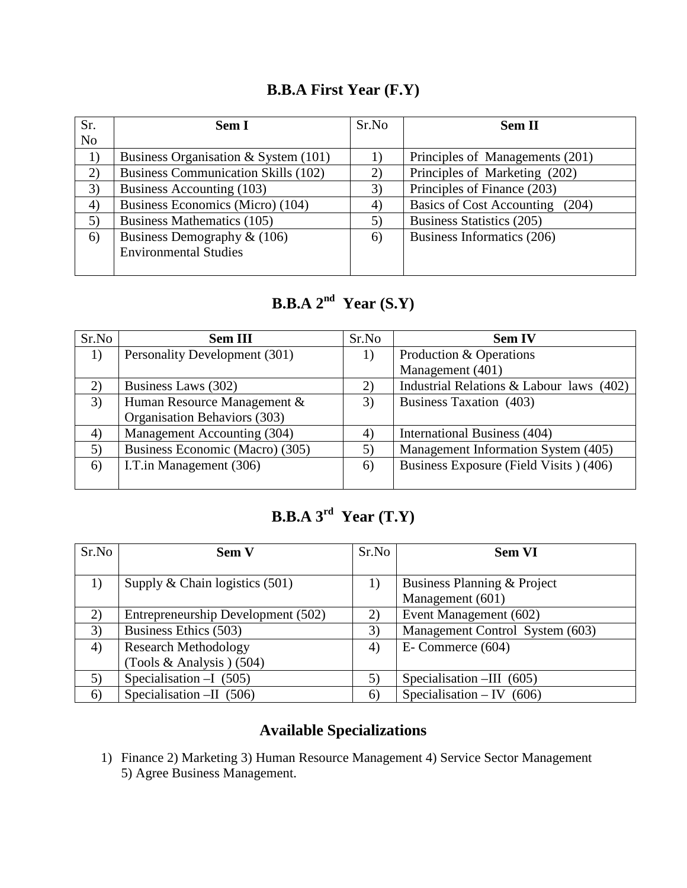## B.B.A First Year (F.Y)

| Sr. No | Sem I | Sr.No | Sem II |
|---|---|---|---|
| 1) | Business Organisation & System (101) | 1) | Principles of Managements (201) |
| 2) | Business Communication Skills (102) | 2) | Principles of Marketing (202) |
| 3) | Business Accounting (103) | 3) | Principles of Finance (203) |
| 4) | Business Economics (Micro) (104) | 4) | Basics of Cost Accounting (204) |
| 5) | Business Mathematics (105) | 5) | Business Statistics (205) |
| 6) | Business Demography & (106) Environmental Studies | 6) | Business Informatics (206) |

## B.B.A 2nd Year (S.Y)

| Sr.No | Sem III | Sr.No | Sem IV |
|---|---|---|---|
| 1) | Personality Development (301) | 1) | Production & Operations Management (401) |
| 2) | Business Laws (302) | 2) | Industrial Relations & Labour laws (402) |
| 3) | Human Resource Management & Organisation Behaviors (303) | 3) | Business Taxation (403) |
| 4) | Management Accounting (304) | 4) | International Business (404) |
| 5) | Business Economic (Macro) (305) | 5) | Management Information System (405) |
| 6) | I.T.in Management (306) | 6) | Business Exposure (Field Visits ) (406) |

## B.B.A 3rd Year (T.Y)

| Sr.No | Sem V | Sr.No | Sem VI |
|---|---|---|---|
| 1) | Supply & Chain logistics (501) | 1) | Business Planning & Project Management (601) |
| 2) | Entrepreneurship Development (502) | 2) | Event Management (602) |
| 3) | Business Ethics (503) | 3) | Management Control System (603) |
| 4) | Research Methodology (Tools & Analysis ) (504) | 4) | E- Commerce (604) |
| 5) | Specialisation –I (505) | 5) | Specialisation –III (605) |
| 6) | Specialisation –II (506) | 6) | Specialisation – IV (606) |

## Available Specializations

1) Finance 2) Marketing 3) Human Resource Management 4) Service Sector Management 5) Agree Business Management.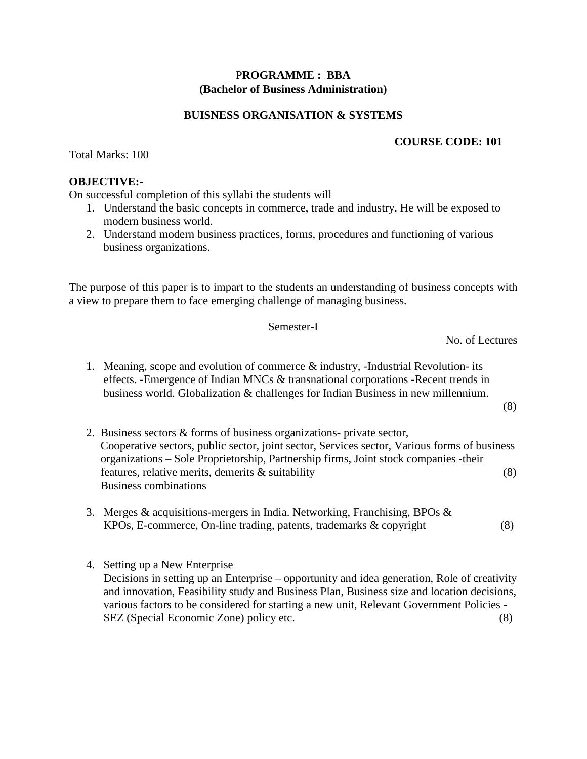**PROGRAMME : BBA**
**(Bachelor of Business Administration)**

**BUISNESS ORGANISATION & SYSTEMS**

**COURSE CODE: 101**

Total Marks: 100

**OBJECTIVE:-**

On successful completion of this syllabi the students will

1. Understand the basic concepts in commerce, trade and industry. He will be exposed to modern business world.
2. Understand modern business practices, forms, procedures and functioning of various business organizations.

The purpose of this paper is to impart to the students an understanding of business concepts with a view to prepare them to face emerging challenge of managing business.

Semester-I

No. of Lectures

1. Meaning, scope and evolution of commerce & industry, -Industrial Revolution- its effects. -Emergence of Indian MNCs & transnational corporations -Recent trends in business world. Globalization & challenges for Indian Business in new millennium. (8)

2. Business sectors & forms of business organizations- private sector, Cooperative sectors, public sector, joint sector, Services sector, Various forms of business organizations – Sole Proprietorship, Partnership firms, Joint stock companies -their features, relative merits, demerits & suitability (8)
   Business combinations

3. Merges & acquisitions-mergers in India. Networking, Franchising, BPOs & KPOs, E-commerce, On-line trading, patents, trademarks & copyright (8)

4. Setting up a New Enterprise
   Decisions in setting up an Enterprise – opportunity and idea generation, Role of creativity and innovation, Feasibility study and Business Plan, Business size and location decisions, various factors to be considered for starting a new unit, Relevant Government Policies - SEZ (Special Economic Zone) policy etc. (8)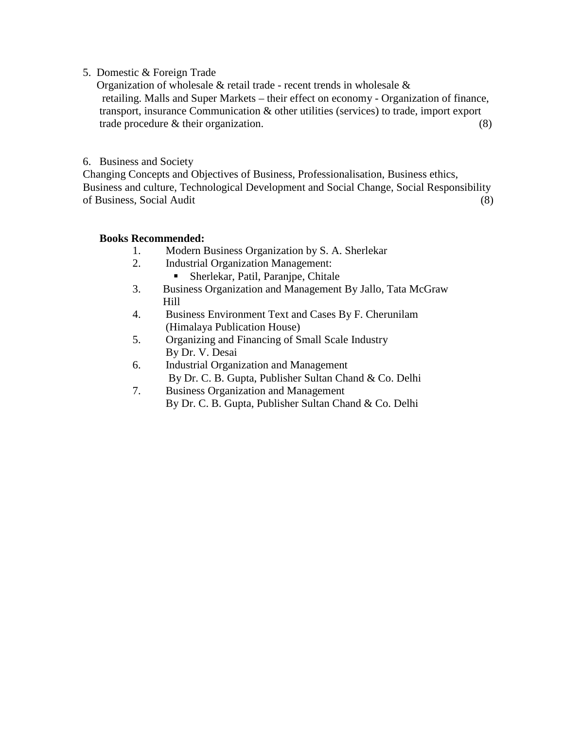5. Domestic & Foreign Trade

Organization of wholesale & retail trade - recent trends in wholesale & retailing. Malls and Super Markets – their effect on economy - Organization of finance, transport, insurance Communication & other utilities (services) to trade, import export trade procedure & their organization. (8)

6. Business and Society

Changing Concepts and Objectives of Business, Professionalisation, Business ethics, Business and culture, Technological Development and Social Change, Social Responsibility of Business, Social Audit (8)

**Books Recommended:**

1. Modern Business Organization by S. A. Sherlekar
2. Industrial Organization Management:
   - Sherlekar, Patil, Paranjpe, Chitale
3. Business Organization and Management By Jallo, Tata McGraw Hill
4. Business Environment Text and Cases By F. Cherunilam (Himalaya Publication House)
5. Organizing and Financing of Small Scale Industry By Dr. V. Desai
6. Industrial Organization and Management By Dr. C. B. Gupta, Publisher Sultan Chand & Co. Delhi
7. Business Organization and Management By Dr. C. B. Gupta, Publisher Sultan Chand & Co. Delhi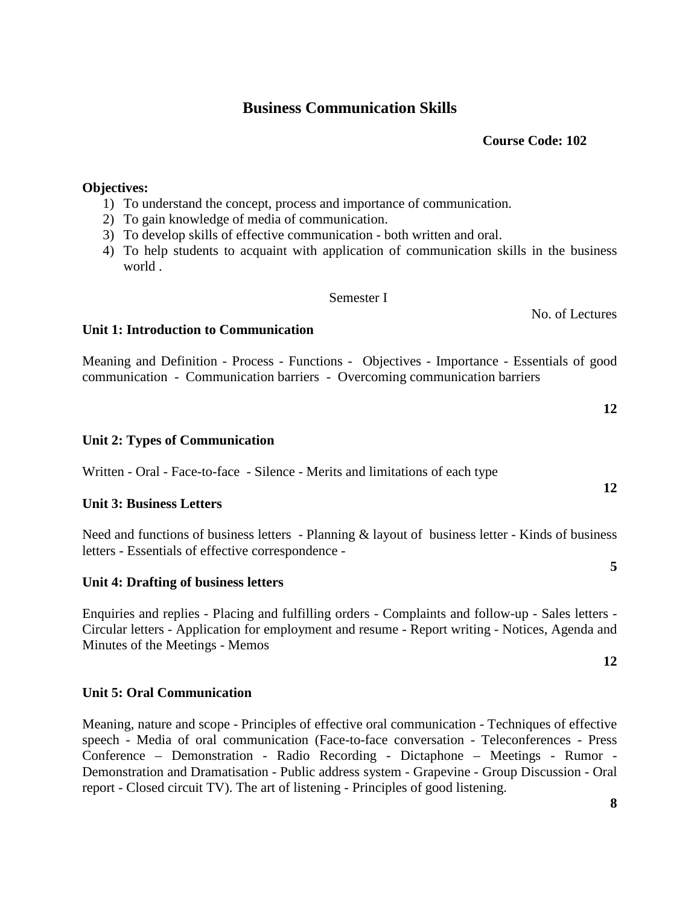## Business Communication Skills

**Course Code: 102**

**Objectives:**

1) To understand the concept, process and importance of communication.
2) To gain knowledge of media of communication.
3) To develop skills of effective communication - both written and oral.
4) To help students to acquaint with application of communication skills in the business world .

Semester I

No. of Lectures

**Unit 1: Introduction to Communication**

Meaning and Definition - Process - Functions - Objectives - Importance - Essentials of good communication - Communication barriers - Overcoming communication barriers

**12**

**Unit 2: Types of Communication**

Written - Oral - Face-to-face - Silence - Merits and limitations of each type

**12**

**Unit 3: Business Letters**

Need and functions of business letters - Planning & layout of business letter - Kinds of business letters - Essentials of effective correspondence -

**5**

**Unit 4: Drafting of business letters**

Enquiries and replies - Placing and fulfilling orders - Complaints and follow-up - Sales letters - Circular letters - Application for employment and resume - Report writing - Notices, Agenda and Minutes of the Meetings - Memos

**12**

**Unit 5: Oral Communication**

Meaning, nature and scope - Principles of effective oral communication - Techniques of effective speech - Media of oral communication (Face-to-face conversation - Teleconferences - Press Conference – Demonstration - Radio Recording - Dictaphone – Meetings - Rumor - Demonstration and Dramatisation - Public address system - Grapevine - Group Discussion - Oral report - Closed circuit TV). The art of listening - Principles of good listening.

**8**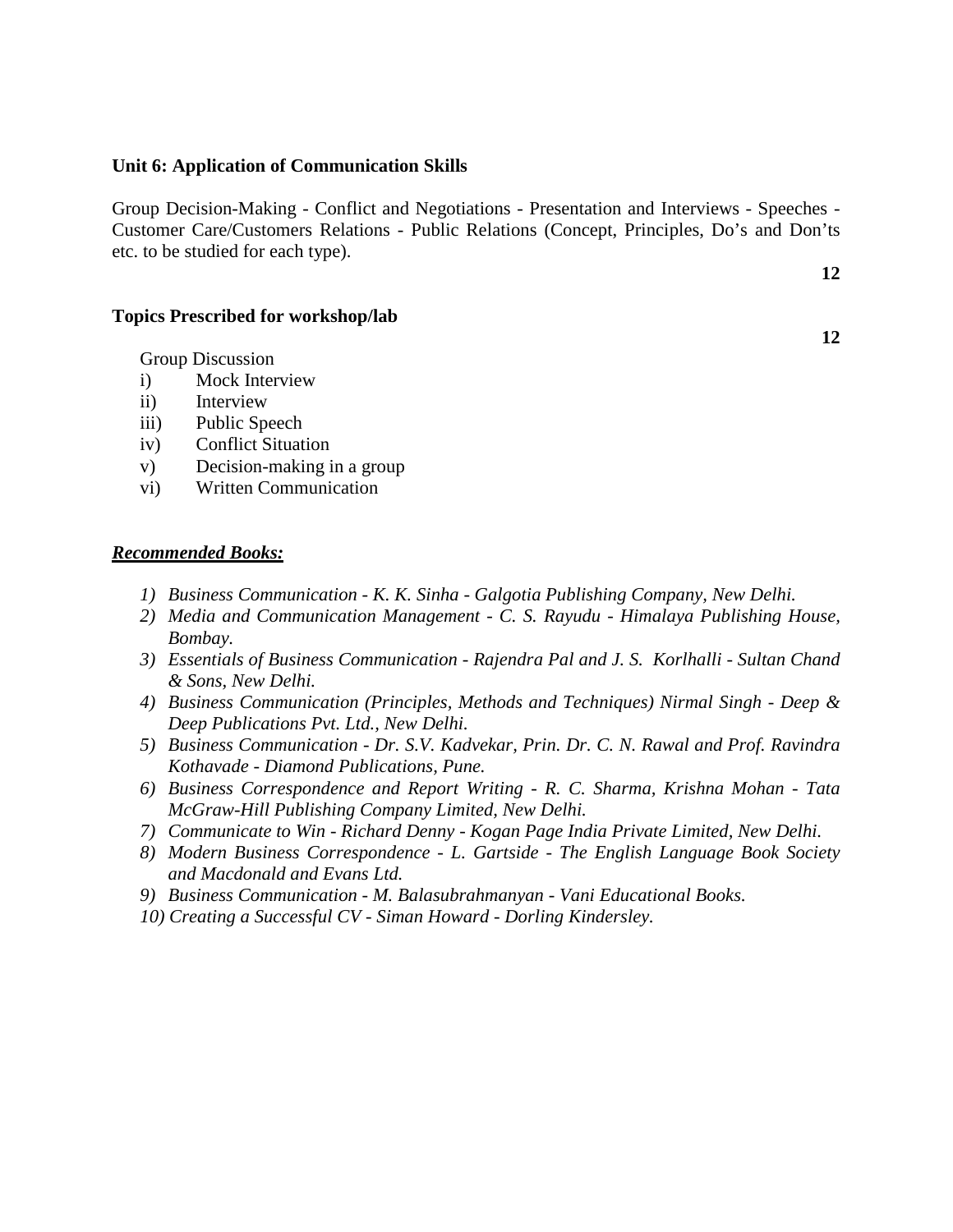**Unit 6: Application of Communication Skills**

Group Decision-Making - Conflict and Negotiations - Presentation and Interviews - Speeches - Customer Care/Customers Relations - Public Relations (Concept, Principles, Do's and Don'ts etc. to be studied for each type).

**12**

**Topics Prescribed for workshop/lab**

**12**

Group Discussion

i) Mock Interview
ii) Interview
iii) Public Speech
iv) Conflict Situation
v) Decision-making in a group
vi) Written Communication

***Recommended Books:***

1) *Business Communication - K. K. Sinha - Galgotia Publishing Company, New Delhi.*
2) *Media and Communication Management - C. S. Rayudu - Himalaya Publishing House, Bombay.*
3) *Essentials of Business Communication - Rajendra Pal and J. S. Korlhalli - Sultan Chand & Sons, New Delhi.*
4) *Business Communication (Principles, Methods and Techniques) Nirmal Singh - Deep & Deep Publications Pvt. Ltd., New Delhi.*
5) *Business Communication - Dr. S.V. Kadvekar, Prin. Dr. C. N. Rawal and Prof. Ravindra Kothavade - Diamond Publications, Pune.*
6) *Business Correspondence and Report Writing - R. C. Sharma, Krishna Mohan - Tata McGraw-Hill Publishing Company Limited, New Delhi.*
7) *Communicate to Win - Richard Denny - Kogan Page India Private Limited, New Delhi.*
8) *Modern Business Correspondence - L. Gartside - The English Language Book Society and Macdonald and Evans Ltd.*
9) *Business Communication - M. Balasubrahmanyan - Vani Educational Books.*
10) *Creating a Successful CV - Siman Howard - Dorling Kindersley.*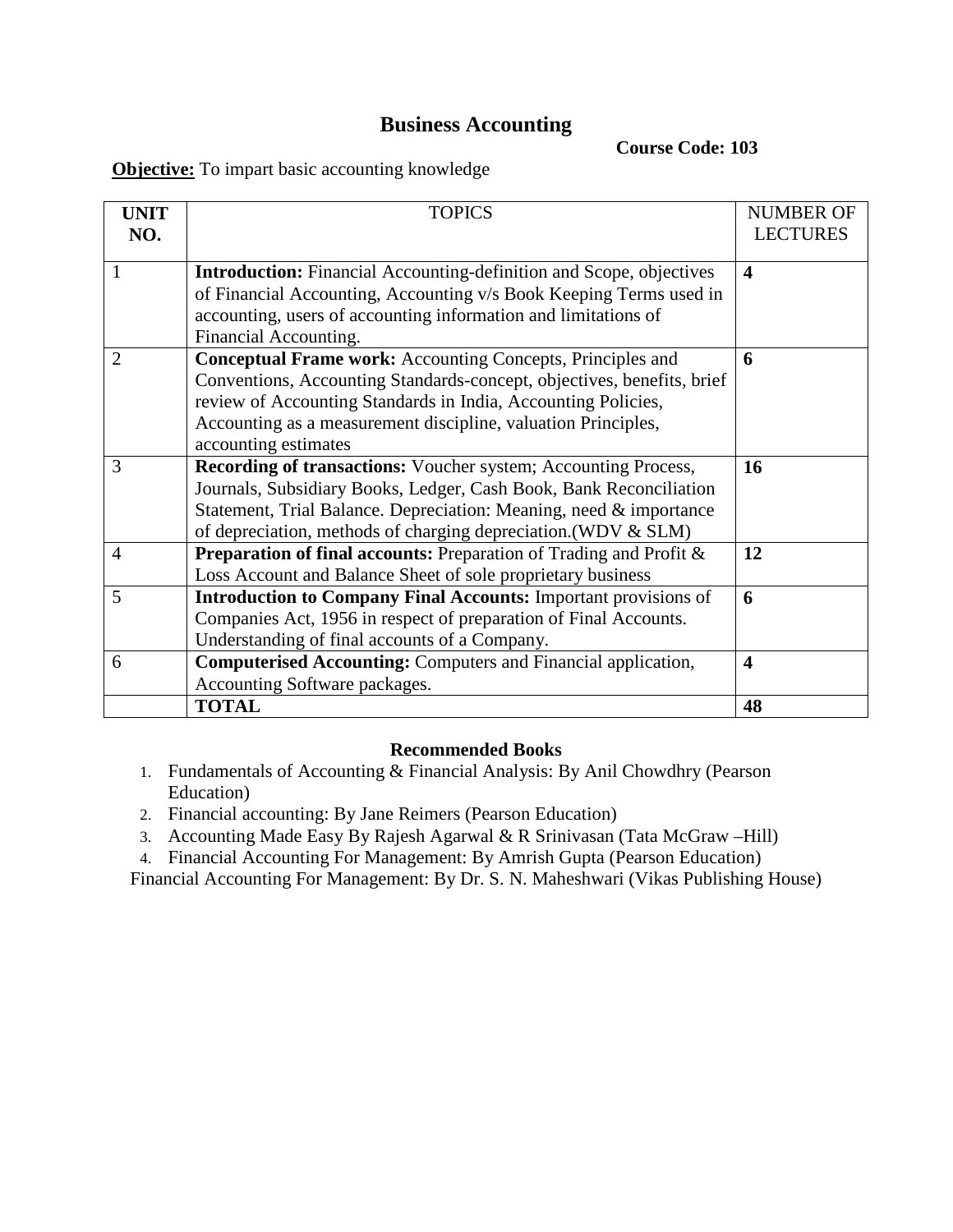## Business Accounting

**Course Code: 103**

**Objective:** To impart basic accounting knowledge

| UNIT NO. | TOPICS | NUMBER OF LECTURES |
|---|---|---|
| 1 | **Introduction:** Financial Accounting-definition and Scope, objectives of Financial Accounting, Accounting v/s Book Keeping Terms used in accounting, users of accounting information and limitations of Financial Accounting. | **4** |
| 2 | **Conceptual Frame work:** Accounting Concepts, Principles and Conventions, Accounting Standards-concept, objectives, benefits, brief review of Accounting Standards in India, Accounting Policies, Accounting as a measurement discipline, valuation Principles, accounting estimates | **6** |
| 3 | **Recording of transactions:** Voucher system; Accounting Process, Journals, Subsidiary Books, Ledger, Cash Book, Bank Reconciliation Statement, Trial Balance. Depreciation: Meaning, need & importance of depreciation, methods of charging depreciation.(WDV & SLM) | **16** |
| 4 | **Preparation of final accounts:** Preparation of Trading and Profit & Loss Account and Balance Sheet of sole proprietary business | **12** |
| 5 | **Introduction to Company Final Accounts:** Important provisions of Companies Act, 1956 in respect of preparation of Final Accounts. Understanding of final accounts of a Company. | **6** |
| 6 | **Computerised Accounting:** Computers and Financial application, Accounting Software packages. | **4** |
| | **TOTAL** | **48** |

**Recommended Books**

1. Fundamentals of Accounting & Financial Analysis: By Anil Chowdhry (Pearson Education)
2. Financial accounting: By Jane Reimers (Pearson Education)
3. Accounting Made Easy By Rajesh Agarwal & R Srinivasan (Tata McGraw –Hill)
4. Financial Accounting For Management: By Amrish Gupta (Pearson Education)

Financial Accounting For Management: By Dr. S. N. Maheshwari (Vikas Publishing House)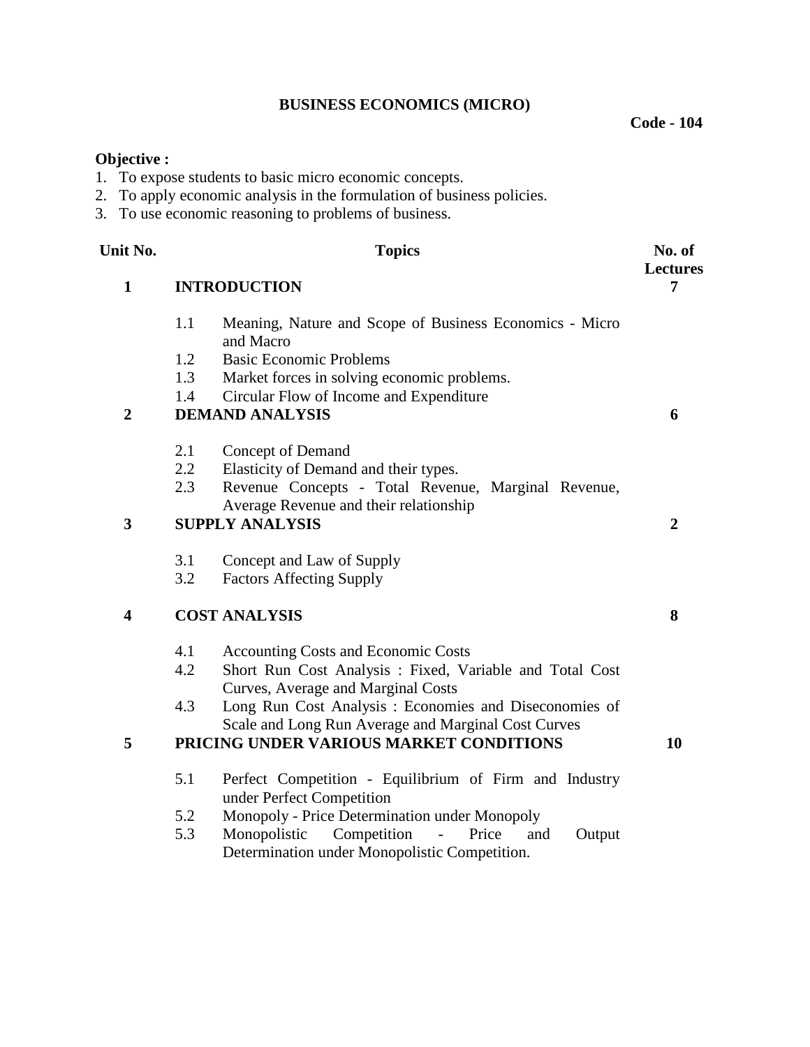## BUSINESS ECONOMICS (MICRO)

**Code - 104**

**Objective :**

1. To expose students to basic micro economic concepts.
2. To apply economic analysis in the formulation of business policies.
3. To use economic reasoning to problems of business.

| Unit No. | Topics | No. of Lectures |
|---|---|---|
| **1** | **INTRODUCTION** | **7** |
| | 1.1 Meaning, Nature and Scope of Business Economics - Micro and Macro | |
| | 1.2 Basic Economic Problems | |
| | 1.3 Market forces in solving economic problems. | |
| | 1.4 Circular Flow of Income and Expenditure | |
| **2** | **DEMAND ANALYSIS** | **6** |
| | 2.1 Concept of Demand | |
| | 2.2 Elasticity of Demand and their types. | |
| | 2.3 Revenue Concepts - Total Revenue, Marginal Revenue, Average Revenue and their relationship | |
| **3** | **SUPPLY ANALYSIS** | **2** |
| | 3.1 Concept and Law of Supply | |
| | 3.2 Factors Affecting Supply | |
| **4** | **COST ANALYSIS** | **8** |
| | 4.1 Accounting Costs and Economic Costs | |
| | 4.2 Short Run Cost Analysis : Fixed, Variable and Total Cost Curves, Average and Marginal Costs | |
| | 4.3 Long Run Cost Analysis : Economies and Diseconomies of Scale and Long Run Average and Marginal Cost Curves | |
| **5** | **PRICING UNDER VARIOUS MARKET CONDITIONS** | **10** |
| | 5.1 Perfect Competition - Equilibrium of Firm and Industry under Perfect Competition | |
| | 5.2 Monopoly - Price Determination under Monopoly | |
| | 5.3 Monopolistic Competition - Price and Output Determination under Monopolistic Competition. | |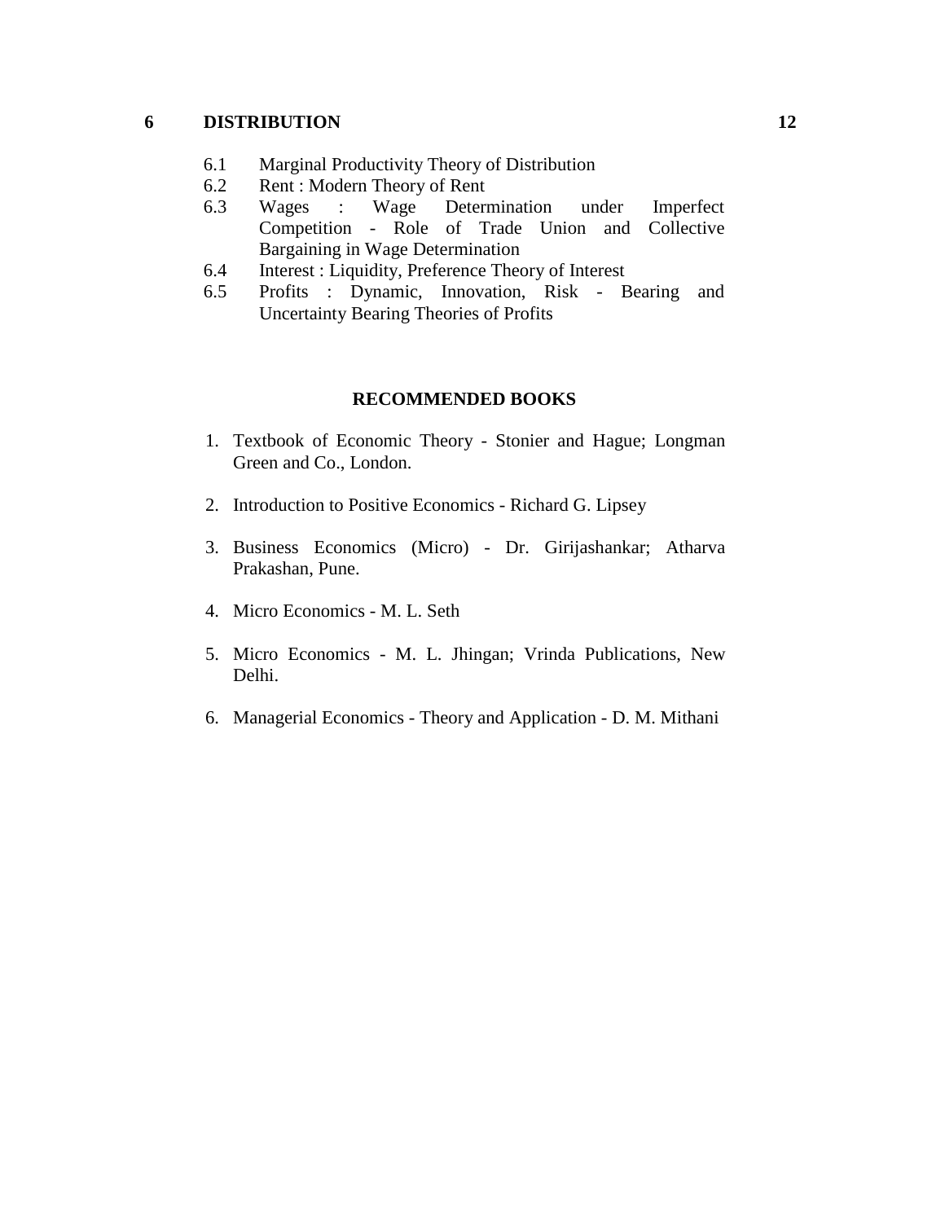## 6 DISTRIBUTION 12

6.1 Marginal Productivity Theory of Distribution

6.2 Rent : Modern Theory of Rent

6.3 Wages : Wage Determination under Imperfect Competition - Role of Trade Union and Collective Bargaining in Wage Determination

6.4 Interest : Liquidity, Preference Theory of Interest

6.5 Profits : Dynamic, Innovation, Risk - Bearing and Uncertainty Bearing Theories of Profits

### RECOMMENDED BOOKS

1. Textbook of Economic Theory - Stonier and Hague; Longman Green and Co., London.
2. Introduction to Positive Economics - Richard G. Lipsey
3. Business Economics (Micro) - Dr. Girijashankar; Atharva Prakashan, Pune.
4. Micro Economics - M. L. Seth
5. Micro Economics - M. L. Jhingan; Vrinda Publications, New Delhi.
6. Managerial Economics - Theory and Application - D. M. Mithani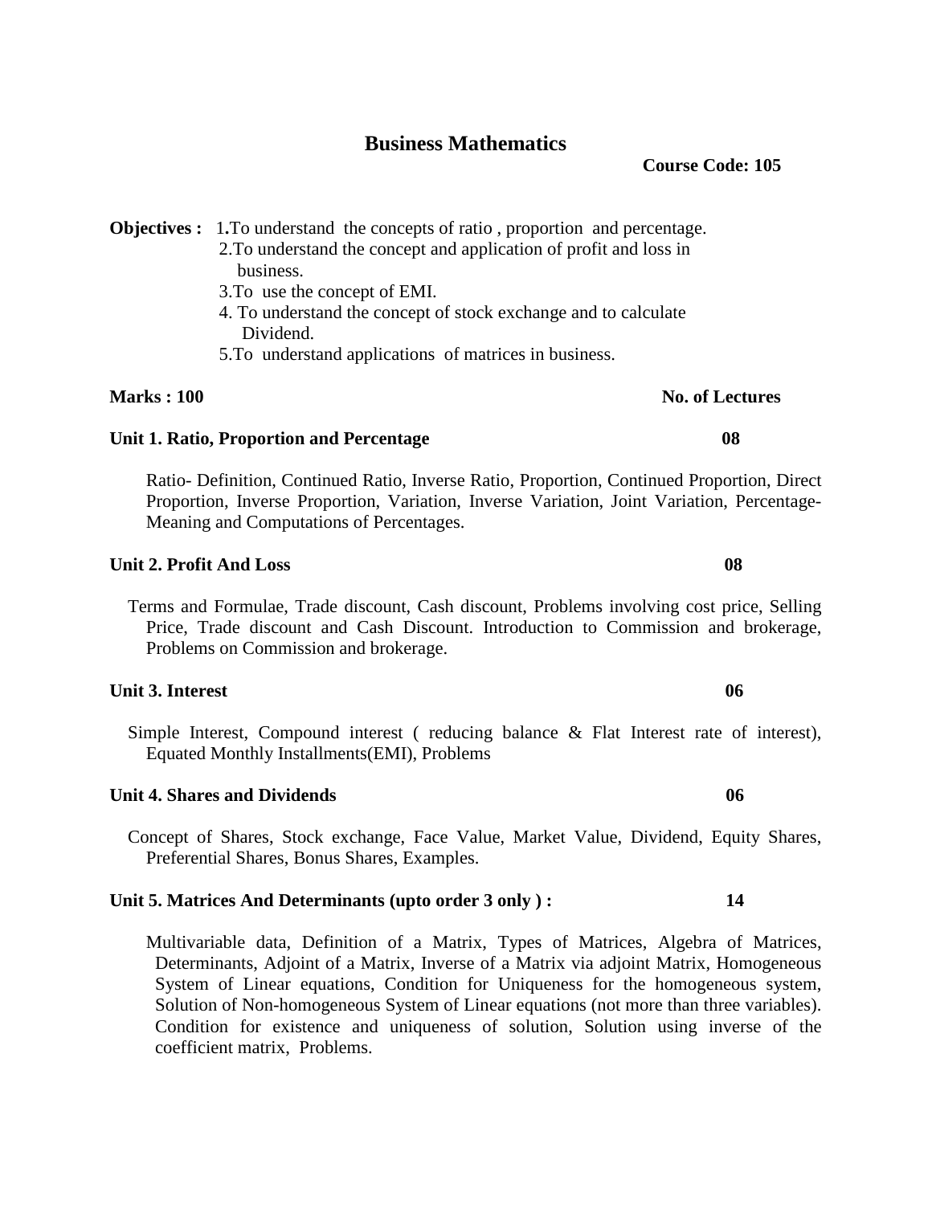# Business Mathematics

**Course Code: 105**

**Objectives :**
1. To understand the concepts of ratio , proportion and percentage.
2. To understand the concept and application of profit and loss in business.
3. To use the concept of EMI.
4. To understand the concept of stock exchange and to calculate Dividend.
5. To understand applications of matrices in business.

**Marks : 100** **No. of Lectures**

### Unit 1. Ratio, Proportion and Percentage — 08

Ratio- Definition, Continued Ratio, Inverse Ratio, Proportion, Continued Proportion, Direct Proportion, Inverse Proportion, Variation, Inverse Variation, Joint Variation, Percentage-Meaning and Computations of Percentages.

### Unit 2. Profit And Loss — 08

Terms and Formulae, Trade discount, Cash discount, Problems involving cost price, Selling Price, Trade discount and Cash Discount. Introduction to Commission and brokerage, Problems on Commission and brokerage.

### Unit 3. Interest — 06

Simple Interest, Compound interest ( reducing balance & Flat Interest rate of interest), Equated Monthly Installments(EMI), Problems

### Unit 4. Shares and Dividends — 06

Concept of Shares, Stock exchange, Face Value, Market Value, Dividend, Equity Shares, Preferential Shares, Bonus Shares, Examples.

### Unit 5. Matrices And Determinants (upto order 3 only ) : — 14

Multivariable data, Definition of a Matrix, Types of Matrices, Algebra of Matrices, Determinants, Adjoint of a Matrix, Inverse of a Matrix via adjoint Matrix, Homogeneous System of Linear equations, Condition for Uniqueness for the homogeneous system, Solution of Non-homogeneous System of Linear equations (not more than three variables). Condition for existence and uniqueness of solution, Solution using inverse of the coefficient matrix, Problems.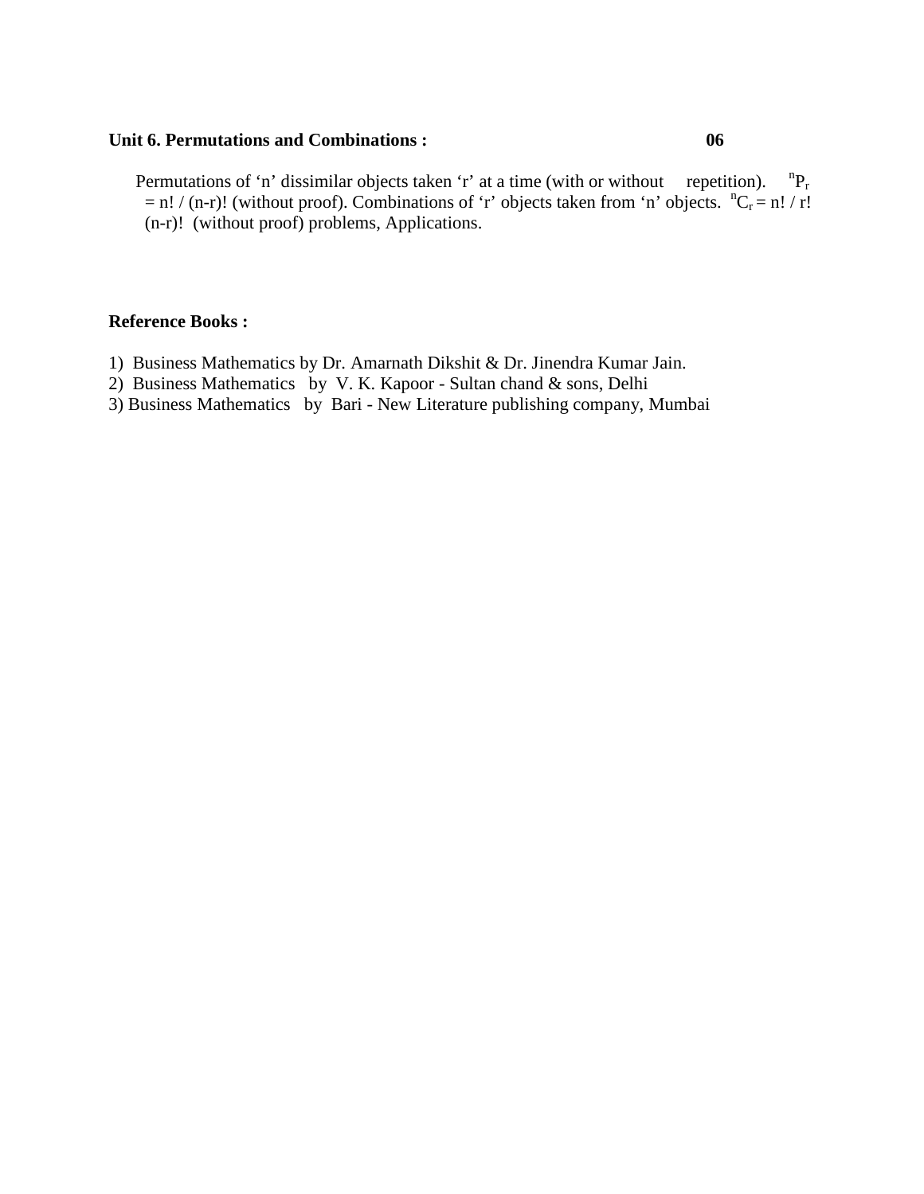**Unit 6. Permutations and Combinations : 06**

Permutations of 'n' dissimilar objects taken 'r' at a time (with or without repetition). $^{n}P_{r} = n! / (n-r)!$ (without proof). Combinations of 'r' objects taken from 'n' objects. $^{n}C_{r} = n! / r! (n-r)!$ (without proof) problems, Applications.

**Reference Books :**

1) Business Mathematics by Dr. Amarnath Dikshit & Dr. Jinendra Kumar Jain.
2) Business Mathematics by V. K. Kapoor - Sultan chand & sons, Delhi
3) Business Mathematics by Bari - New Literature publishing company, Mumbai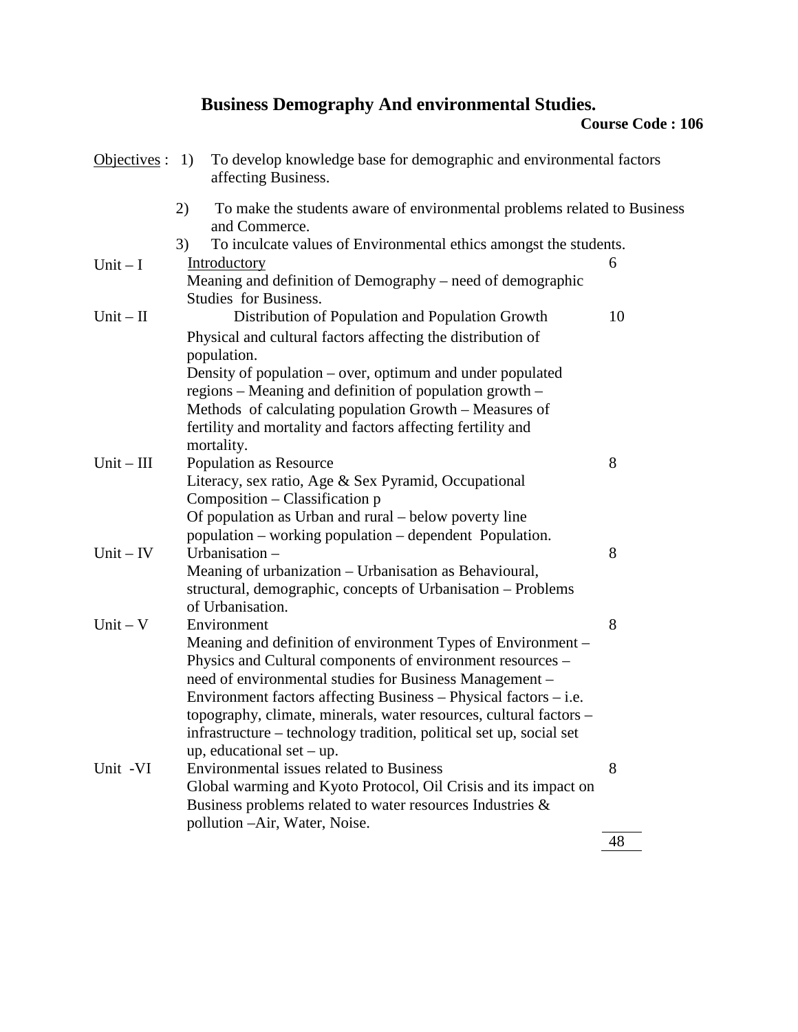# Business Demography And environmental Studies.

**Course Code : 106**

Objectives :

1) To develop knowledge base for demographic and environmental factors affecting Business.
2) To make the students aware of environmental problems related to Business and Commerce.
3) To inculcate values of Environmental ethics amongst the students.

| Unit | Content | Lectures |
|---|---|---|
| Unit – I | Introductory<br>Meaning and definition of Demography – need of demographic Studies for Business. | 6 |
| Unit – II | Distribution of Population and Population Growth<br>Physical and cultural factors affecting the distribution of population.<br>Density of population – over, optimum and under populated regions – Meaning and definition of population growth – Methods of calculating population Growth – Measures of fertility and mortality and factors affecting fertility and mortality. | 10 |
| Unit – III | Population as Resource<br>Literacy, sex ratio, Age & Sex Pyramid, Occupational Composition – Classification p<br>Of population as Urban and rural – below poverty line population – working population – dependent Population. | 8 |
| Unit – IV | Urbanisation –<br>Meaning of urbanization – Urbanisation as Behavioural, structural, demographic, concepts of Urbanisation – Problems of Urbanisation. | 8 |
| Unit – V | Environment<br>Meaning and definition of environment Types of Environment – Physics and Cultural components of environment resources – need of environmental studies for Business Management – Environment factors affecting Business – Physical factors – i.e. topography, climate, minerals, water resources, cultural factors – infrastructure – technology tradition, political set up, social set up, educational set – up. | 8 |
| Unit -VI | Environmental issues related to Business<br>Global warming and Kyoto Protocol, Oil Crisis and its impact on Business problems related to water resources Industries & pollution –Air, Water, Noise. | 8 |
| | | 48 |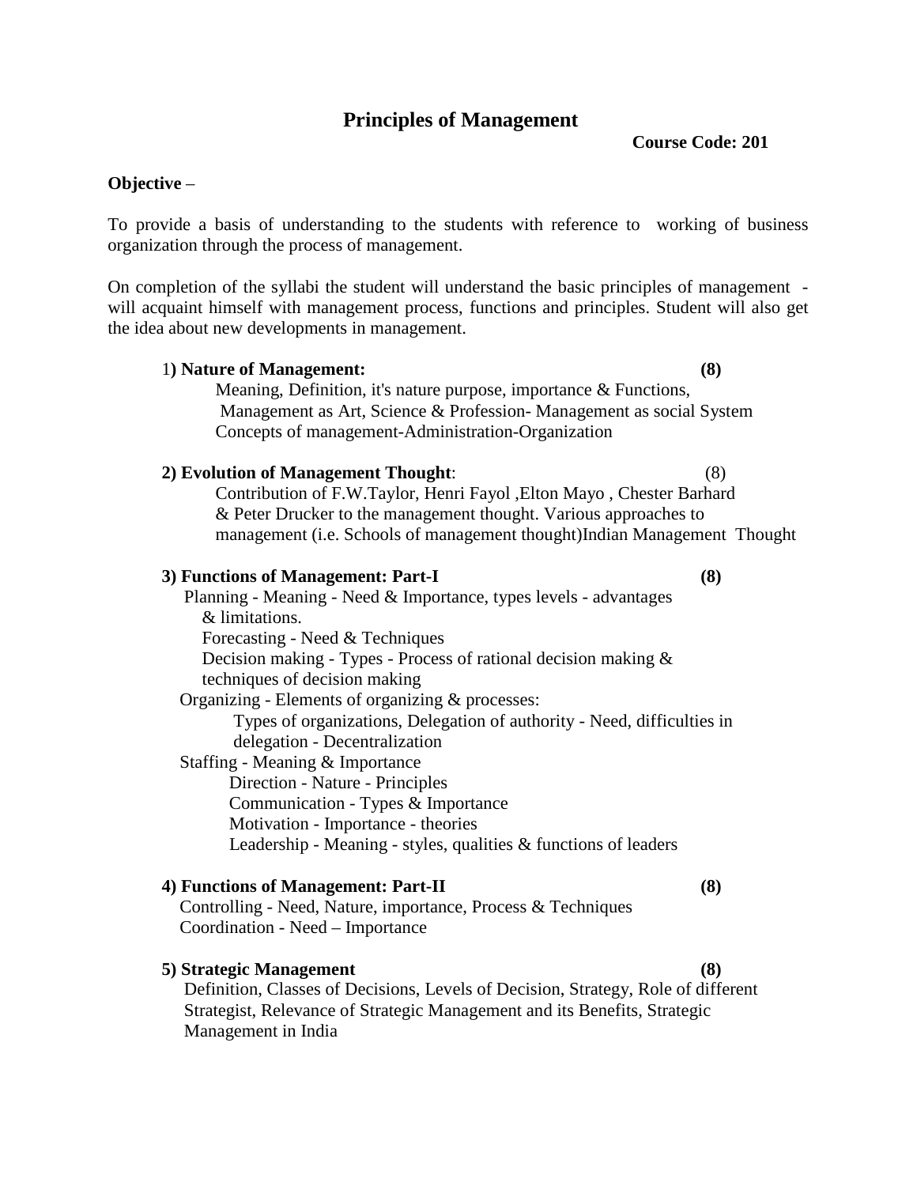# Principles of Management

**Course Code: 201**

**Objective** –

To provide a basis of understanding to the students with reference to working of business organization through the process of management.

On completion of the syllabi the student will understand the basic principles of management - will acquaint himself with management process, functions and principles. Student will also get the idea about new developments in management.

1**) Nature of Management:** **(8)**

Meaning, Definition, it's nature purpose, importance & Functions, Management as Art, Science & Profession- Management as social System Concepts of management-Administration-Organization

**2) Evolution of Management Thought**: (8)

Contribution of F.W.Taylor, Henri Fayol ,Elton Mayo , Chester Barhard & Peter Drucker to the management thought. Various approaches to management (i.e. Schools of management thought)Indian Management Thought

**3) Functions of Management: Part-I** **(8)**

Planning - Meaning - Need & Importance, types levels - advantages & limitations.

Forecasting - Need & Techniques

Decision making - Types - Process of rational decision making & techniques of decision making

Organizing - Elements of organizing & processes:

Types of organizations, Delegation of authority - Need, difficulties in delegation - Decentralization

Staffing - Meaning & Importance

Direction - Nature - Principles

Communication - Types & Importance

Motivation - Importance - theories

Leadership - Meaning - styles, qualities & functions of leaders

**4) Functions of Management: Part-II** **(8)**

Controlling - Need, Nature, importance, Process & Techniques

Coordination - Need – Importance

**5) Strategic Management** **(8)**

Definition, Classes of Decisions, Levels of Decision, Strategy, Role of different Strategist, Relevance of Strategic Management and its Benefits, Strategic Management in India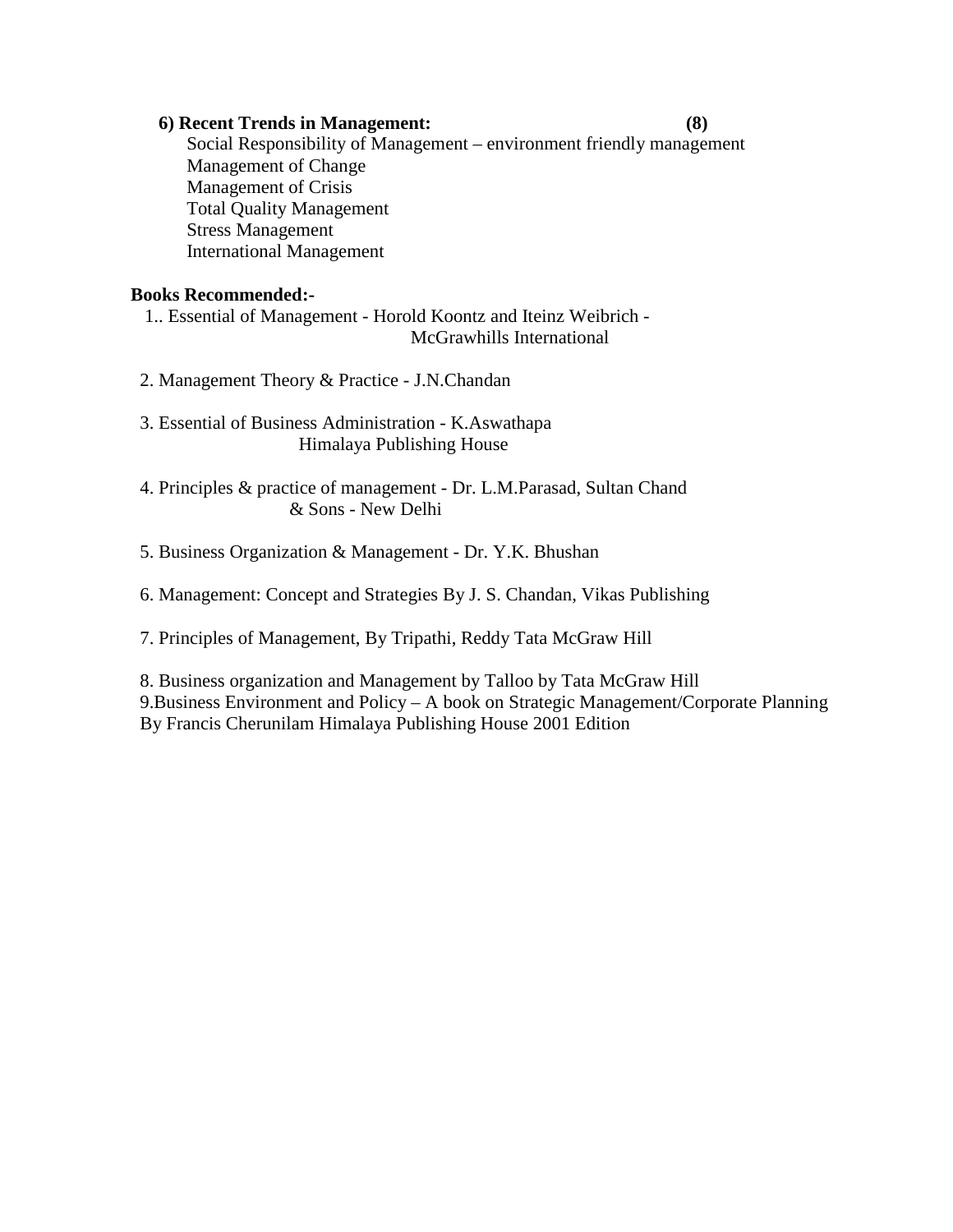**6) Recent Trends in Management: (8)**

Social Responsibility of Management – environment friendly management
Management of Change
Management of Crisis
Total Quality Management
Stress Management
International Management

**Books Recommended:-**

1.. Essential of Management - Horold Koontz and Iteinz Weibrich - McGrawhills International

2. Management Theory & Practice - J.N.Chandan

3. Essential of Business Administration - K.Aswathapa Himalaya Publishing House

4. Principles & practice of management - Dr. L.M.Parasad, Sultan Chand & Sons - New Delhi

5. Business Organization & Management - Dr. Y.K. Bhushan

6. Management: Concept and Strategies By J. S. Chandan, Vikas Publishing

7. Principles of Management, By Tripathi, Reddy Tata McGraw Hill

8. Business organization and Management by Talloo by Tata McGraw Hill

9.Business Environment and Policy – A book on Strategic Management/Corporate Planning By Francis Cherunilam Himalaya Publishing House 2001 Edition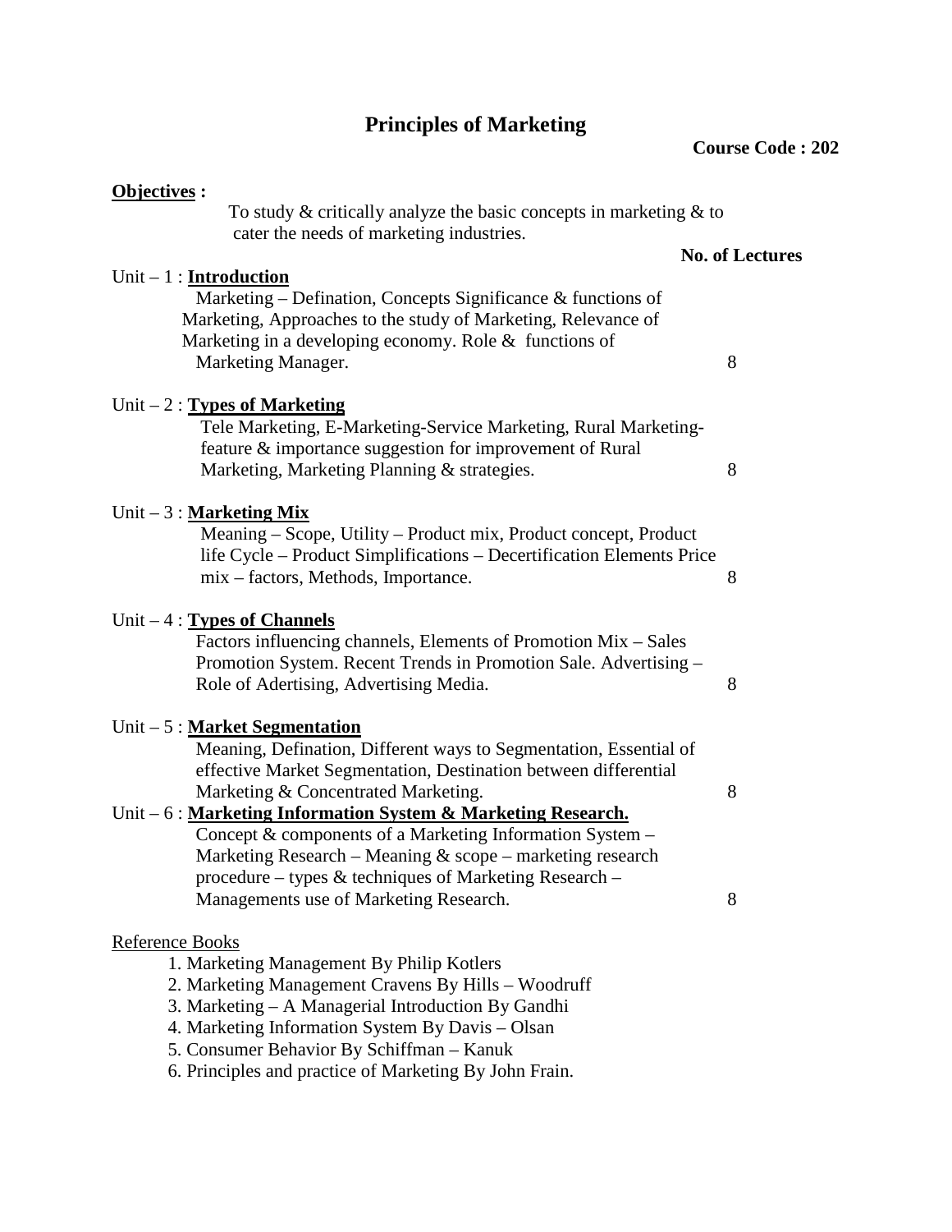# Principles of Marketing

**Course Code : 202**

**Objectives :**

To study & critically analyze the basic concepts in marketing & to cater the needs of marketing industries.

| | No. of Lectures |
|---|---|
| Unit – 1 : **Introduction**<br>Marketing – Defination, Concepts Significance & functions of Marketing, Approaches to the study of Marketing, Relevance of Marketing in a developing economy. Role & functions of Marketing Manager. | 8 |
| Unit – 2 : **Types of Marketing**<br>Tele Marketing, E-Marketing-Service Marketing, Rural Marketing-feature & importance suggestion for improvement of Rural Marketing, Marketing Planning & strategies. | 8 |
| Unit – 3 : **Marketing Mix**<br>Meaning – Scope, Utility – Product mix, Product concept, Product life Cycle – Product Simplifications – Decertification Elements Price mix – factors, Methods, Importance. | 8 |
| Unit – 4 : **Types of Channels**<br>Factors influencing channels, Elements of Promotion Mix – Sales Promotion System. Recent Trends in Promotion Sale. Advertising – Role of Adertising, Advertising Media. | 8 |
| Unit – 5 : **Market Segmentation**<br>Meaning, Defination, Different ways to Segmentation, Essential of effective Market Segmentation, Destination between differential Marketing & Concentrated Marketing. | 8 |
| Unit – 6 : **Marketing Information System & Marketing Research.**<br>Concept & components of a Marketing Information System – Marketing Research – Meaning & scope – marketing research procedure – types & techniques of Marketing Research – Managements use of Marketing Research. | 8 |

Reference Books

1. Marketing Management By Philip Kotlers
2. Marketing Management Cravens By Hills – Woodruff
3. Marketing – A Managerial Introduction By Gandhi
4. Marketing Information System By Davis – Olsan
5. Consumer Behavior By Schiffman – Kanuk
6. Principles and practice of Marketing By John Frain.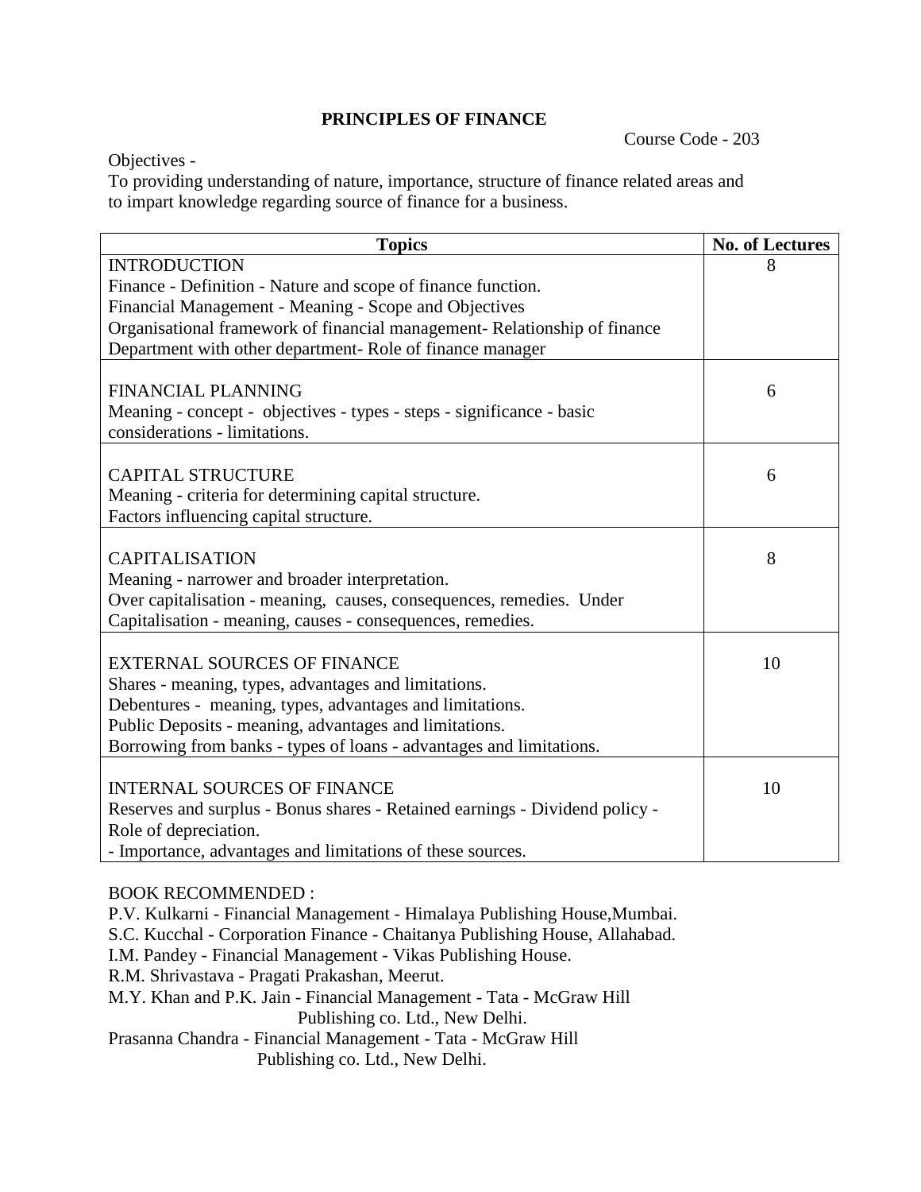## PRINCIPLES OF FINANCE

Course Code - 203

Objectives -

To providing understanding of nature, importance, structure of finance related areas and to impart knowledge regarding source of finance for a business.

| Topics | No. of Lectures |
|---|---|
| INTRODUCTION<br>Finance - Definition - Nature and scope of finance function.<br>Financial Management - Meaning - Scope and Objectives<br>Organisational framework of financial management- Relationship of finance Department with other department- Role of finance manager | 8 |
| FINANCIAL PLANNING<br>Meaning - concept - objectives - types - steps - significance - basic considerations - limitations. | 6 |
| CAPITAL STRUCTURE<br>Meaning - criteria for determining capital structure.<br>Factors influencing capital structure. | 6 |
| CAPITALISATION<br>Meaning - narrower and broader interpretation.<br>Over capitalisation - meaning, causes, consequences, remedies. Under Capitalisation - meaning, causes - consequences, remedies. | 8 |
| EXTERNAL SOURCES OF FINANCE<br>Shares - meaning, types, advantages and limitations.<br>Debentures - meaning, types, advantages and limitations.<br>Public Deposits - meaning, advantages and limitations.<br>Borrowing from banks - types of loans - advantages and limitations. | 10 |
| INTERNAL SOURCES OF FINANCE<br>Reserves and surplus - Bonus shares - Retained earnings - Dividend policy - Role of depreciation.<br>- Importance, advantages and limitations of these sources. | 10 |

BOOK RECOMMENDED :

P.V. Kulkarni - Financial Management - Himalaya Publishing House,Mumbai.
S.C. Kucchal - Corporation Finance - Chaitanya Publishing House, Allahabad.
I.M. Pandey - Financial Management - Vikas Publishing House.
R.M. Shrivastava - Pragati Prakashan, Meerut.
M.Y. Khan and P.K. Jain - Financial Management - Tata - McGraw Hill Publishing co. Ltd., New Delhi.
Prasanna Chandra - Financial Management - Tata - McGraw Hill Publishing co. Ltd., New Delhi.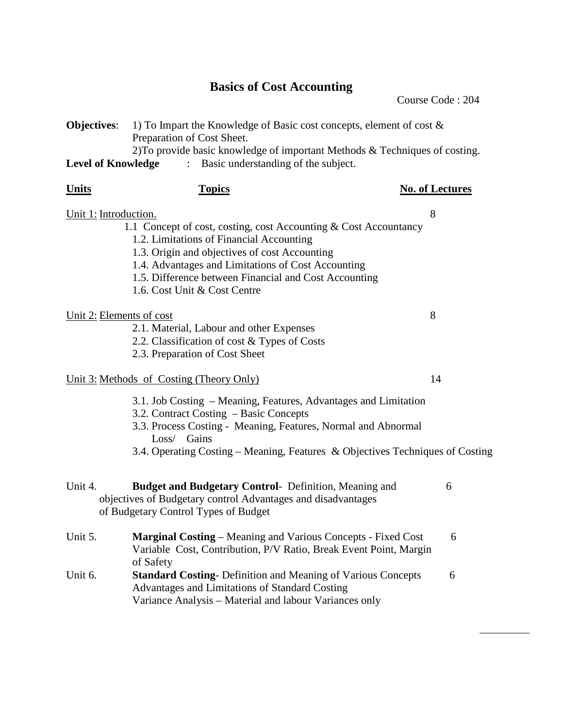# Basics of Cost Accounting

Course Code : 204

**Objectives**: 1) To Impart the Knowledge of Basic cost concepts, element of cost & Preparation of Cost Sheet.
2)To provide basic knowledge of important Methods & Techniques of costing.

**Level of Knowledge** : Basic understanding of the subject.

| Units | Topics | No. of Lectures |
|---|---|---|
| Unit 1: | Introduction.<br>1.1 Concept of cost, costing, cost Accounting & Cost Accountancy<br>1.2. Limitations of Financial Accounting<br>1.3. Origin and objectives of cost Accounting<br>1.4. Advantages and Limitations of Cost Accounting<br>1.5. Difference between Financial and Cost Accounting<br>1.6. Cost Unit & Cost Centre | 8 |
| Unit 2: | Elements of cost<br>2.1. Material, Labour and other Expenses<br>2.2. Classification of cost & Types of Costs<br>2.3. Preparation of Cost Sheet | 8 |
| Unit 3: | Methods of Costing (Theory Only)<br>3.1. Job Costing – Meaning, Features, Advantages and Limitation<br>3.2. Contract Costing – Basic Concepts<br>3.3. Process Costing - Meaning, Features, Normal and Abnormal Loss/ Gains<br>3.4. Operating Costing – Meaning, Features & Objectives Techniques of Costing | 14 |
| Unit 4. | **Budget and Budgetary Control**- Definition, Meaning and objectives of Budgetary control Advantages and disadvantages of Budgetary Control Types of Budget | 6 |
| Unit 5. | **Marginal Costing** – Meaning and Various Concepts - Fixed Cost Variable Cost, Contribution, P/V Ratio, Break Event Point, Margin of Safety | 6 |
| Unit 6. | **Standard Costing**- Definition and Meaning of Various Concepts Advantages and Limitations of Standard Costing<br>Variance Analysis – Material and labour Variances only | 6 |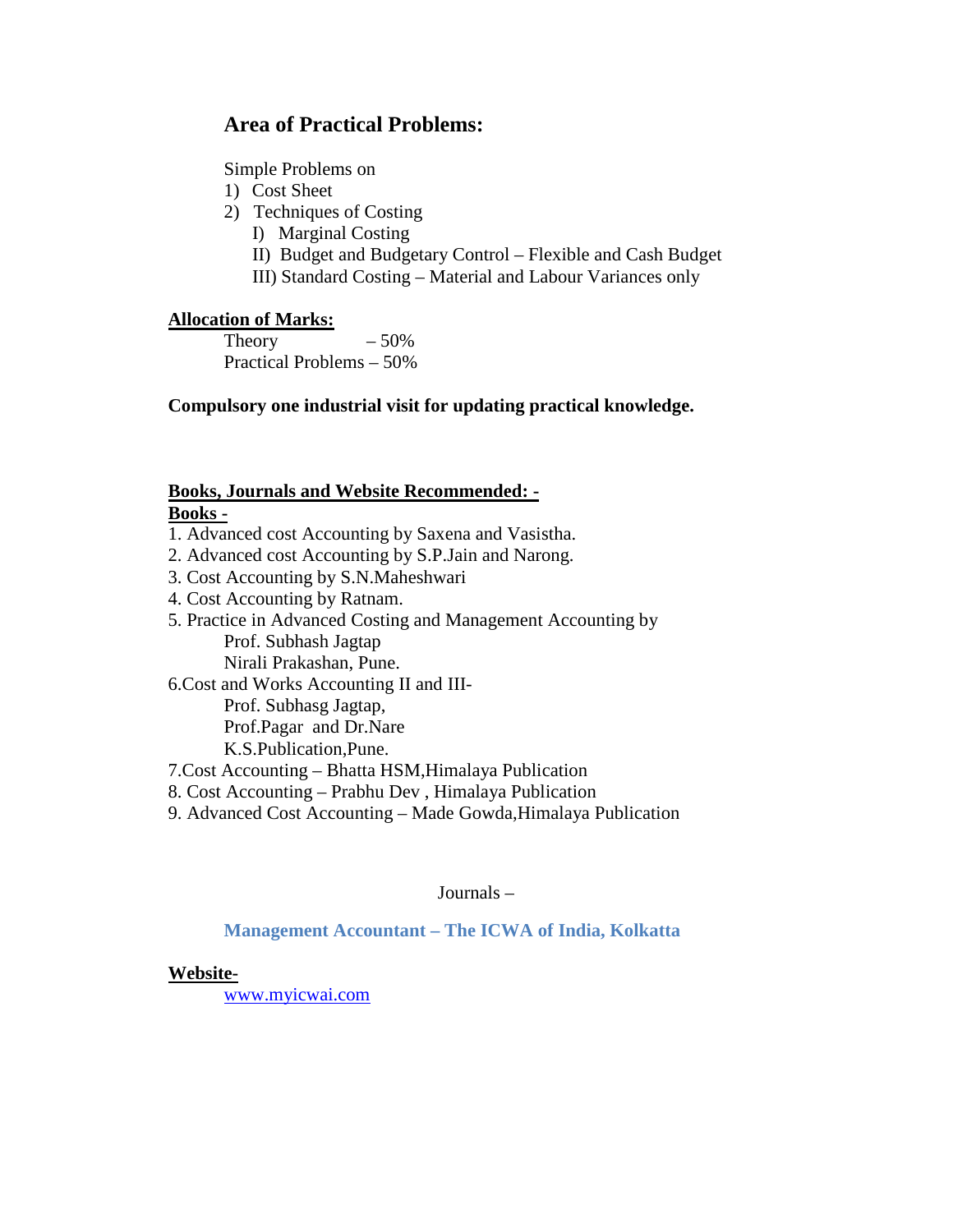## Area of Practical Problems:

Simple Problems on

1) Cost Sheet
2) Techniques of Costing
   I) Marginal Costing
   II) Budget and Budgetary Control – Flexible and Cash Budget
   III) Standard Costing – Material and Labour Variances only

**Allocation of Marks:**

Theory – 50%
Practical Problems – 50%

**Compulsory one industrial visit for updating practical knowledge.**

**Books, Journals and Website Recommended: -**

**Books -**

1. Advanced cost Accounting by Saxena and Vasistha.
2. Advanced cost Accounting by S.P.Jain and Narong.
3. Cost Accounting by S.N.Maheshwari
4. Cost Accounting by Ratnam.
5. Practice in Advanced Costing and Management Accounting by
   Prof. Subhash Jagtap
   Nirali Prakashan, Pune.
6. Cost and Works Accounting II and III-
   Prof. Subhasg Jagtap,
   Prof.Pagar and Dr.Nare
   K.S.Publication,Pune.
7. Cost Accounting – Bhatta HSM,Himalaya Publication
8. Cost Accounting – Prabhu Dev , Himalaya Publication
9. Advanced Cost Accounting – Made Gowda,Himalaya Publication

Journals –

**Management Accountant – The ICWA of India, Kolkatta**

**Website-**

www.myicwai.com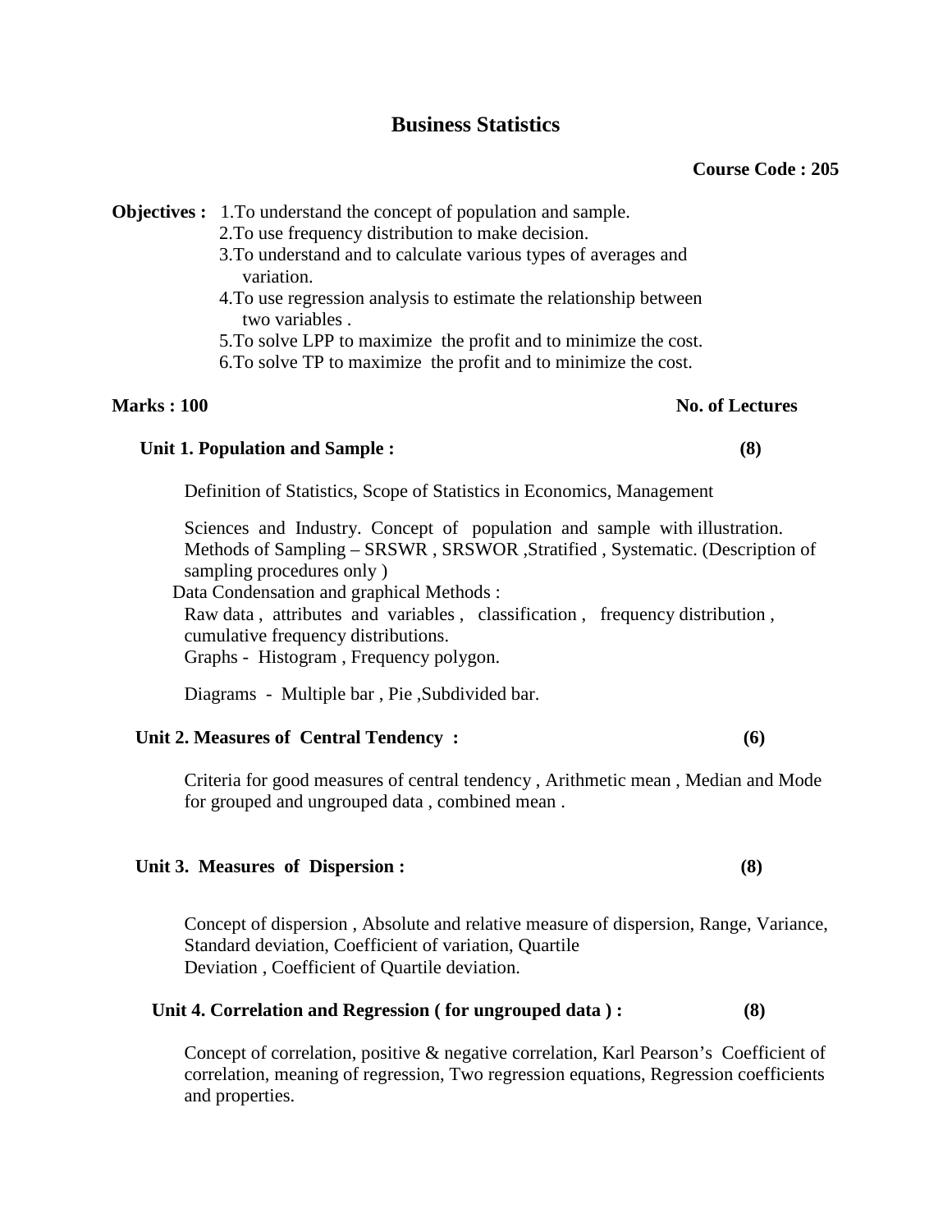# Business Statistics

**Course Code : 205**

**Objectives :** 1.To understand the concept of population and sample.
2.To use frequency distribution to make decision.
3.To understand and to calculate various types of averages and variation.
4.To use regression analysis to estimate the relationship between two variables .
5.To solve LPP to maximize the profit and to minimize the cost.
6.To solve TP to maximize the profit and to minimize the cost.

**Marks : 100** **No. of Lectures**

### Unit 1. Population and Sample : (8)

Definition of Statistics, Scope of Statistics in Economics, Management

Sciences and Industry. Concept of population and sample with illustration. Methods of Sampling – SRSWR , SRSWOR ,Stratified , Systematic. (Description of sampling procedures only )
Data Condensation and graphical Methods :
Raw data , attributes and variables , classification , frequency distribution , cumulative frequency distributions.
Graphs - Histogram , Frequency polygon.

Diagrams - Multiple bar , Pie ,Subdivided bar.

### Unit 2. Measures of Central Tendency : (6)

Criteria for good measures of central tendency , Arithmetic mean , Median and Mode for grouped and ungrouped data , combined mean .

### Unit 3. Measures of Dispersion : (8)

Concept of dispersion , Absolute and relative measure of dispersion, Range, Variance, Standard deviation, Coefficient of variation, Quartile Deviation , Coefficient of Quartile deviation.

### Unit 4. Correlation and Regression ( for ungrouped data ) : (8)

Concept of correlation, positive & negative correlation, Karl Pearson's Coefficient of correlation, meaning of regression, Two regression equations, Regression coefficients and properties.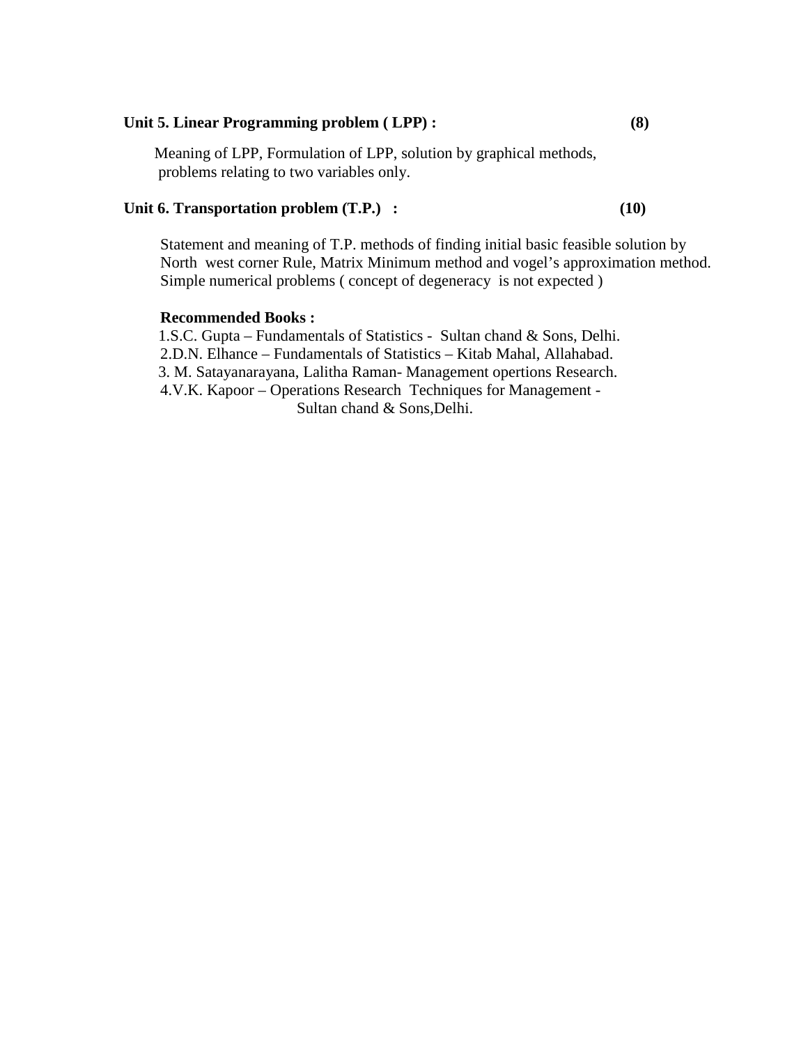**Unit 5. Linear Programming problem ( LPP) : (8)**

Meaning of LPP, Formulation of LPP, solution by graphical methods, problems relating to two variables only.

**Unit 6. Transportation problem (T.P.) : (10)**

Statement and meaning of T.P. methods of finding initial basic feasible solution by North west corner Rule, Matrix Minimum method and vogel's approximation method. Simple numerical problems ( concept of degeneracy is not expected )

**Recommended Books :**

1. S.C. Gupta – Fundamentals of Statistics - Sultan chand & Sons, Delhi.
2. D.N. Elhance – Fundamentals of Statistics – Kitab Mahal, Allahabad.
3. M. Satayanarayana, Lalitha Raman- Management opertions Research.
4. V.K. Kapoor – Operations Research Techniques for Management - Sultan chand & Sons,Delhi.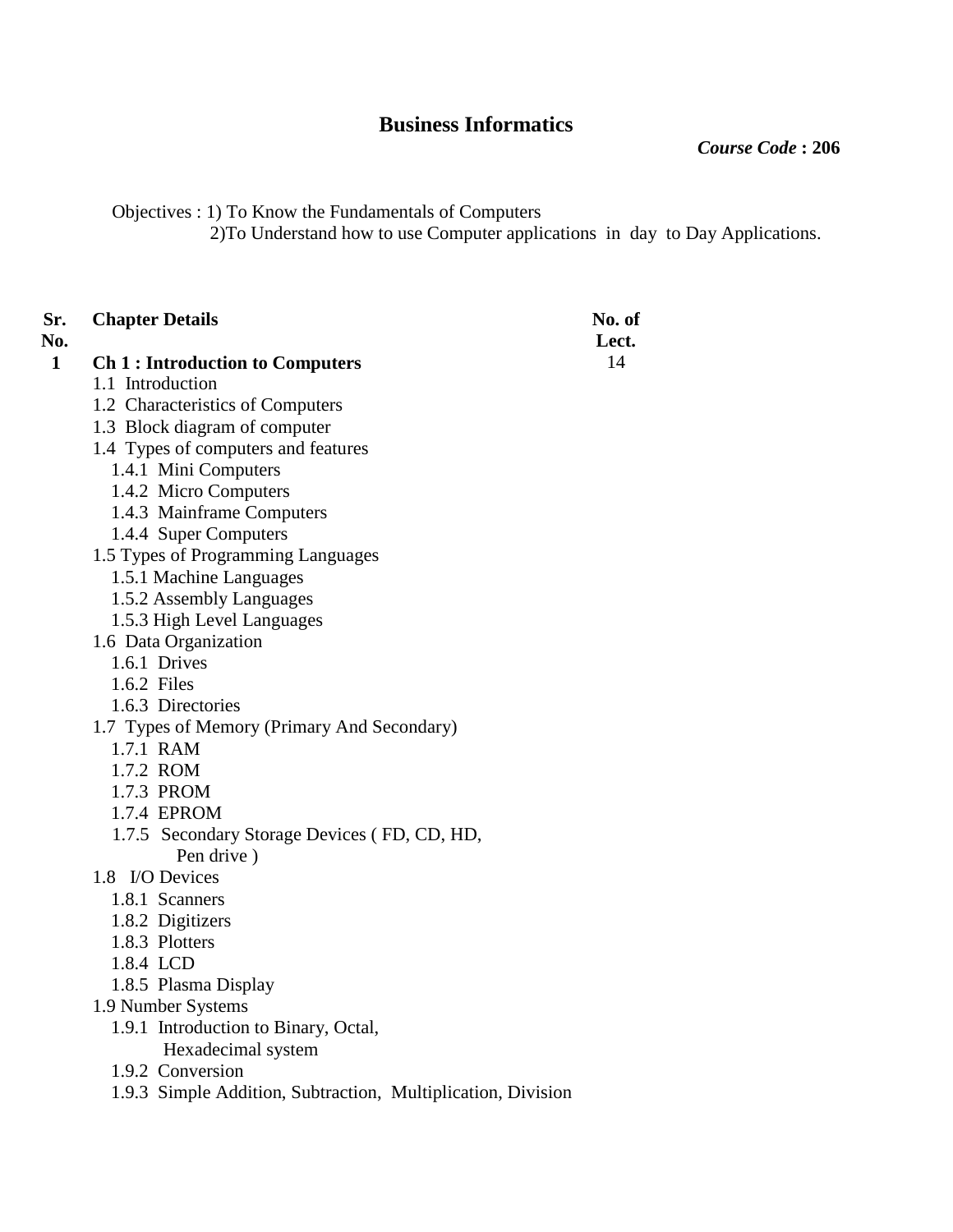# Business Informatics

***Course Code* : 206**

Objectives : 1) To Know the Fundamentals of Computers
2)To Understand how to use Computer applications in day to Day Applications.

| Sr. No. | Chapter Details | No. of Lect. |
|---|---|---|
| **1** | **Ch 1 : Introduction to Computers**<br>1.1 Introduction<br>1.2 Characteristics of Computers<br>1.3 Block diagram of computer<br>1.4 Types of computers and features<br>1.4.1 Mini Computers<br>1.4.2 Micro Computers<br>1.4.3 Mainframe Computers<br>1.4.4 Super Computers<br>1.5 Types of Programming Languages<br>1.5.1 Machine Languages<br>1.5.2 Assembly Languages<br>1.5.3 High Level Languages<br>1.6 Data Organization<br>1.6.1 Drives<br>1.6.2 Files<br>1.6.3 Directories<br>1.7 Types of Memory (Primary And Secondary)<br>1.7.1 RAM<br>1.7.2 ROM<br>1.7.3 PROM<br>1.7.4 EPROM<br>1.7.5 Secondary Storage Devices ( FD, CD, HD, Pen drive )<br>1.8 I/O Devices<br>1.8.1 Scanners<br>1.8.2 Digitizers<br>1.8.3 Plotters<br>1.8.4 LCD<br>1.8.5 Plasma Display<br>1.9 Number Systems<br>1.9.1 Introduction to Binary, Octal, Hexadecimal system<br>1.9.2 Conversion<br>1.9.3 Simple Addition, Subtraction, Multiplication, Division | 14 |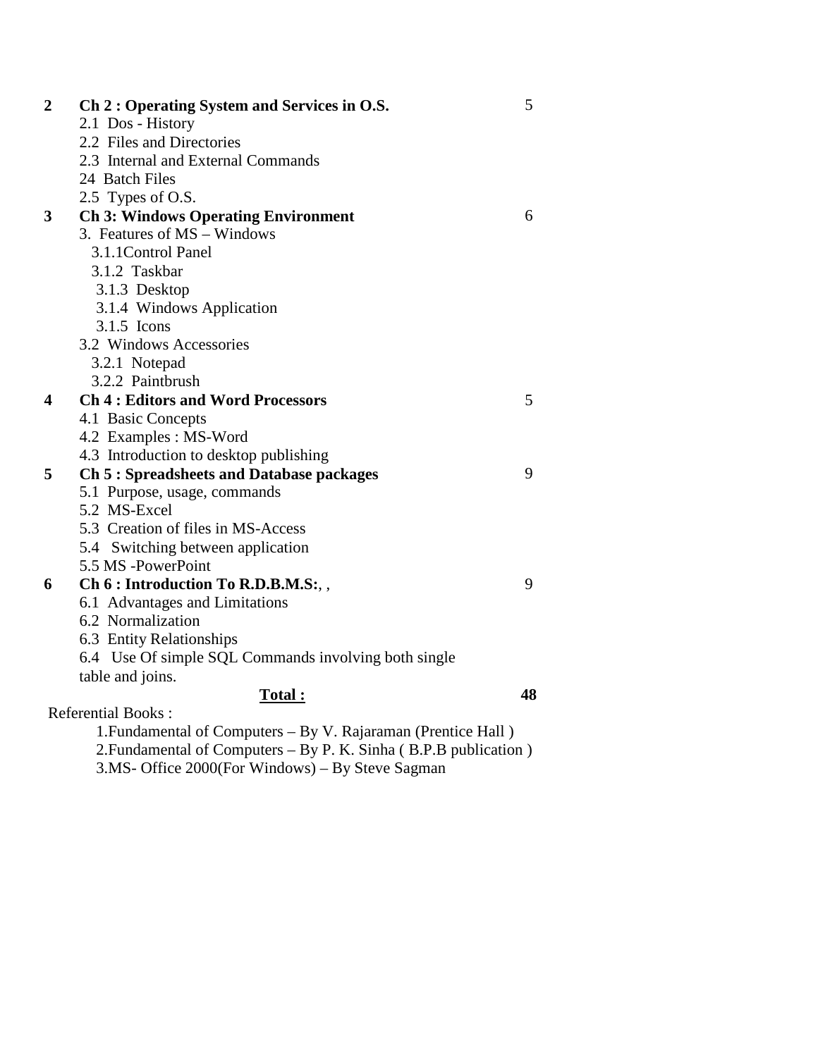| | | |
|---|---|---|
| **2** | **Ch 2 : Operating System and Services in O.S.** | 5 |
| | 2.1 Dos - History | |
| | 2.2 Files and Directories | |
| | 2.3 Internal and External Commands | |
| | 24 Batch Files | |
| | 2.5 Types of O.S. | |
| **3** | **Ch 3: Windows Operating Environment** | 6 |
| | 3. Features of MS – Windows | |
| | 3.1.1Control Panel | |
| | 3.1.2 Taskbar | |
| | 3.1.3 Desktop | |
| | 3.1.4 Windows Application | |
| | 3.1.5 Icons | |
| | 3.2 Windows Accessories | |
| | 3.2.1 Notepad | |
| | 3.2.2 Paintbrush | |
| **4** | **Ch 4 : Editors and Word Processors** | 5 |
| | 4.1 Basic Concepts | |
| | 4.2 Examples : MS-Word | |
| | 4.3 Introduction to desktop publishing | |
| **5** | **Ch 5 : Spreadsheets and Database packages** | 9 |
| | 5.1 Purpose, usage, commands | |
| | 5.2 MS-Excel | |
| | 5.3 Creation of files in MS-Access | |
| | 5.4 Switching between application | |
| | 5.5 MS -PowerPoint | |
| **6** | **Ch 6 : Introduction To R.D.B.M.S:**, , | 9 |
| | 6.1 Advantages and Limitations | |
| | 6.2 Normalization | |
| | 6.3 Entity Relationships | |
| | 6.4 Use Of simple SQL Commands involving both single table and joins. | |
| | **Total :** | **48** |

Referential Books :

1.Fundamental of Computers – By V. Rajaraman (Prentice Hall )

2.Fundamental of Computers – By P. K. Sinha ( B.P.B publication )

3.MS- Office 2000(For Windows) – By Steve Sagman